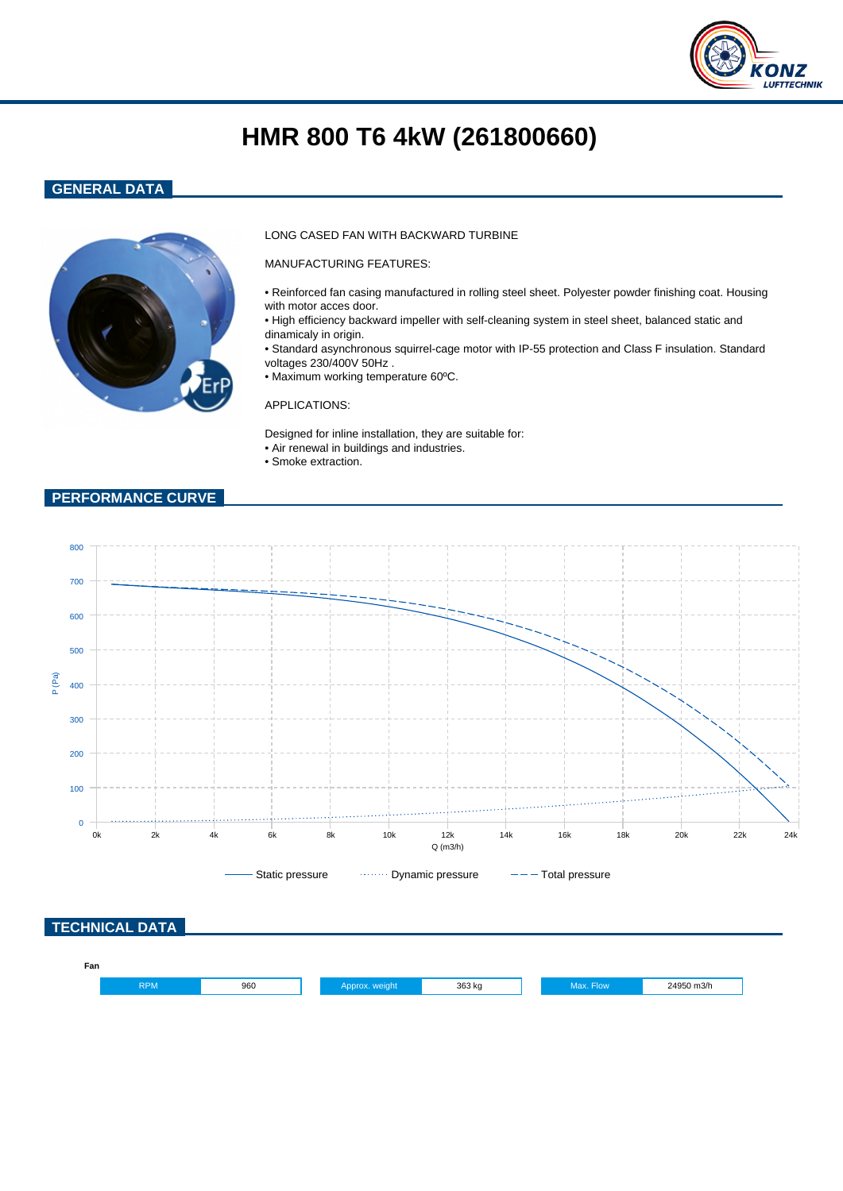# HMR 800 T6 4kW (261800660)

## GENERAL DATA

LONG CASED FAN WITH BACKWARD TURBINE

MANUFACTURING FEATURES:

- Reinforced fan casing manufactured in rolling steel sheet. Polyester powder finishing coat. Housing with motor acces door.
- High efficiency backward impeller with self-cleaning system in steel sheet, balanced static and dinamicaly in origin.
- Standard asynchronous squirrel-cage motor with IP-55 protection and Class F insulation. Standard voltages 230/400V 50Hz .
- Maximum working temperature 60ºC.

APPLICATIONS:

Designed for inline installation, they are suitable for:
- Air renewal in buildings and industries.
- Smoke extraction.

## PERFORMANCE CURVE

P (Pa): 0, 100, 200, 300, 400, 500, 600, 700, 800

Q (m3/h): 0k, 2k, 4k, 6k, 8k, 10k, 12k, 14k, 16k, 18k, 20k, 22k, 24k

Static pressure · Dynamic pressure · Total pressure

## TECHNICAL DATA

**Fan**

| RPM | 960 | Approx. weight | 363 kg | Max. Flow | 24950 m3/h |
|---|---|---|---|---|---|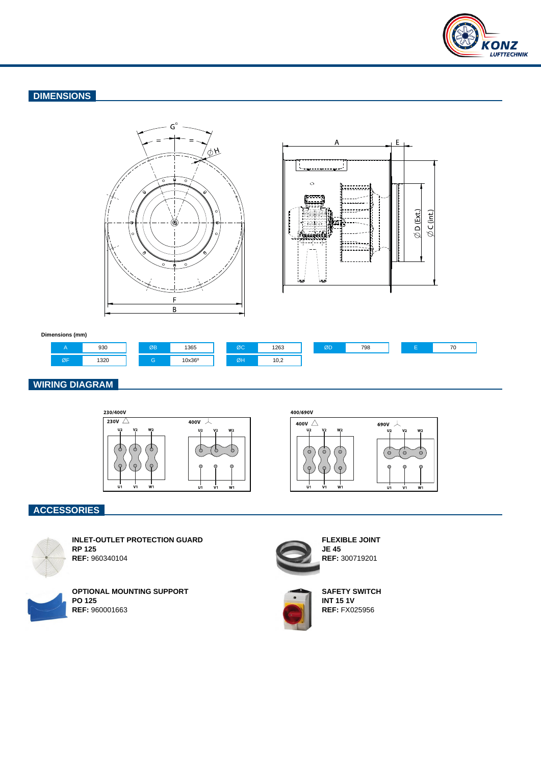## DIMENSIONS

**Dimensions (mm)**

| A | 930 | ØB | 1365 | ØC | 1263 | ØD | 798 | E | 70 |
|---|---|---|---|---|---|---|---|---|---|
| ØF | 1320 | G | 10x36º | ØH | 10,2 | | | | |

## WIRING DIAGRAM

## ACCESSORIES

**INLET-OUTLET PROTECTION GUARD**
**RP 125**
**REF:** 960340104

**FLEXIBLE JOINT**
**JE 45**
**REF:** 300719201

**OPTIONAL MOUNTING SUPPORT**
**PO 125**
**REF:** 960001663

**SAFETY SWITCH**
**INT 15 1V**
**REF:** FX025956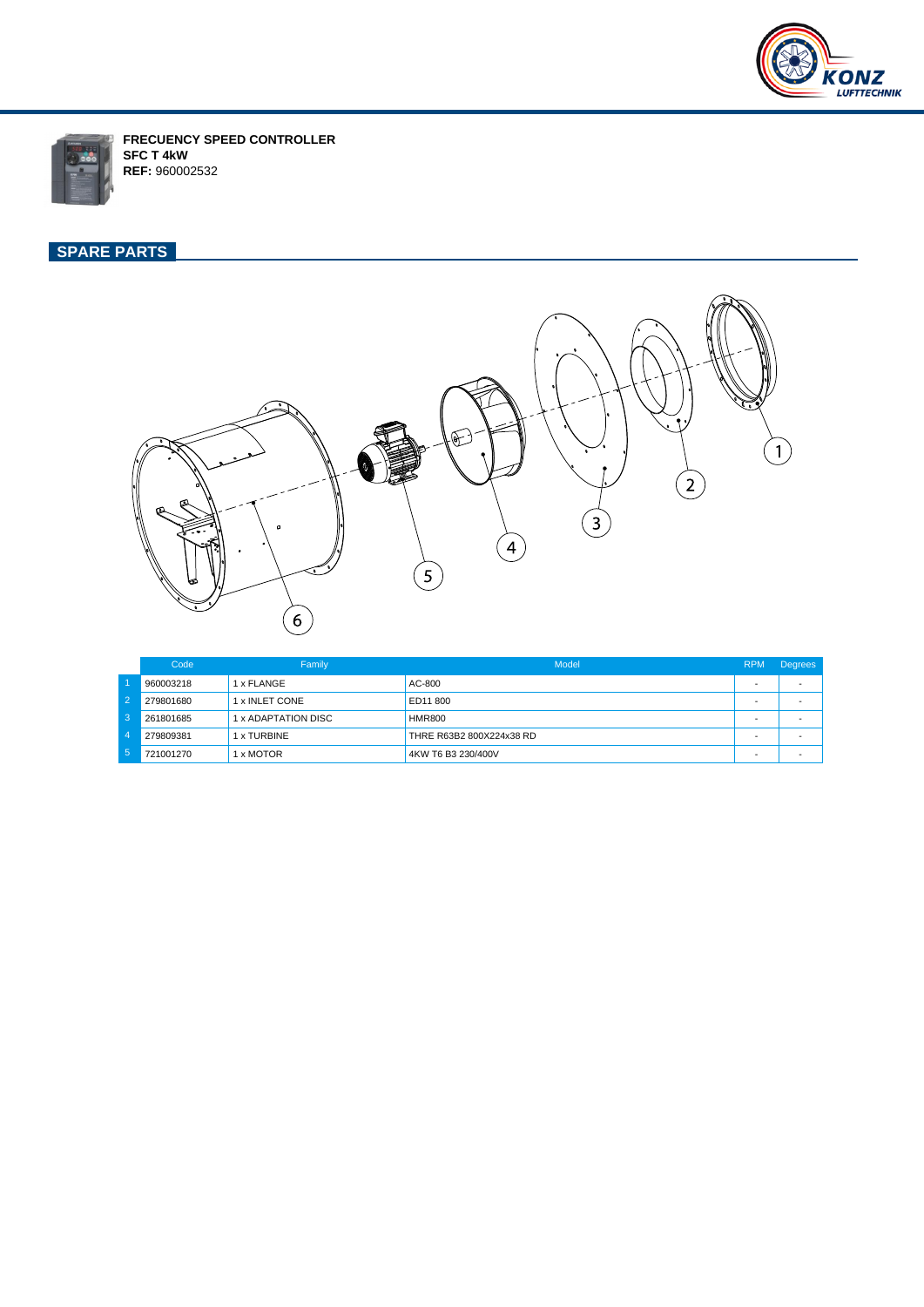**FRECUENCY SPEED CONTROLLER**
**SFC T 4kW**
**REF:** 960002532

## SPARE PARTS

1
2
3
4
5
6

| | Code | Family | Model | RPM | Degrees |
|---|---|---|---|---|---|
| 1 | 960003218 | 1 x FLANGE | AC-800 | - | - |
| 2 | 279801680 | 1 x INLET CONE | ED11 800 | - | - |
| 3 | 261801685 | 1 x ADAPTATION DISC | HMR800 | - | - |
| 4 | 279809381 | 1 x TURBINE | THRE R63B2 800X224x38 RD | - | - |
| 5 | 721001270 | 1 x MOTOR | 4KW T6 B3 230/400V | - | - |